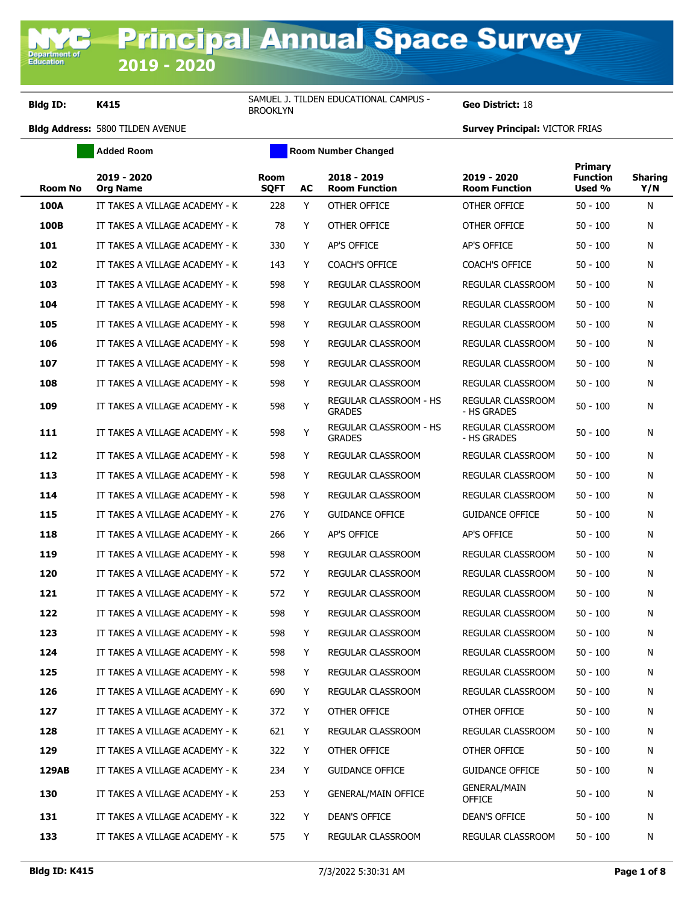# Principal Annual Space Survey 2019 - 2020

**Bldg ID:** K415 | SAMUEL J. TILDEN EDUCATIONAL CAMPUS - BROOKLYN | **Geo District:** 18

**Bldg Address:** 5800 TILDEN AVENUE | **Survey Principal:** VICTOR FRIAS

Added Room | Room Number Changed

| Room No | 2019 - 2020 Org Name | Room SQFT | AC | 2018 - 2019 Room Function | 2019 - 2020 Room Function | Primary Function Used % | Sharing Y/N |
|---|---|---|---|---|---|---|---|
| 100A | IT TAKES A VILLAGE ACADEMY - K | 228 | Y | OTHER OFFICE | OTHER OFFICE | 50 - 100 | N |
| 100B | IT TAKES A VILLAGE ACADEMY - K | 78 | Y | OTHER OFFICE | OTHER OFFICE | 50 - 100 | N |
| 101 | IT TAKES A VILLAGE ACADEMY - K | 330 | Y | AP'S OFFICE | AP'S OFFICE | 50 - 100 | N |
| 102 | IT TAKES A VILLAGE ACADEMY - K | 143 | Y | COACH'S OFFICE | COACH'S OFFICE | 50 - 100 | N |
| 103 | IT TAKES A VILLAGE ACADEMY - K | 598 | Y | REGULAR CLASSROOM | REGULAR CLASSROOM | 50 - 100 | N |
| 104 | IT TAKES A VILLAGE ACADEMY - K | 598 | Y | REGULAR CLASSROOM | REGULAR CLASSROOM | 50 - 100 | N |
| 105 | IT TAKES A VILLAGE ACADEMY - K | 598 | Y | REGULAR CLASSROOM | REGULAR CLASSROOM | 50 - 100 | N |
| 106 | IT TAKES A VILLAGE ACADEMY - K | 598 | Y | REGULAR CLASSROOM | REGULAR CLASSROOM | 50 - 100 | N |
| 107 | IT TAKES A VILLAGE ACADEMY - K | 598 | Y | REGULAR CLASSROOM | REGULAR CLASSROOM | 50 - 100 | N |
| 108 | IT TAKES A VILLAGE ACADEMY - K | 598 | Y | REGULAR CLASSROOM | REGULAR CLASSROOM | 50 - 100 | N |
| 109 | IT TAKES A VILLAGE ACADEMY - K | 598 | Y | REGULAR CLASSROOM - HS GRADES | REGULAR CLASSROOM - HS GRADES | 50 - 100 | N |
| 111 | IT TAKES A VILLAGE ACADEMY - K | 598 | Y | REGULAR CLASSROOM - HS GRADES | REGULAR CLASSROOM - HS GRADES | 50 - 100 | N |
| 112 | IT TAKES A VILLAGE ACADEMY - K | 598 | Y | REGULAR CLASSROOM | REGULAR CLASSROOM | 50 - 100 | N |
| 113 | IT TAKES A VILLAGE ACADEMY - K | 598 | Y | REGULAR CLASSROOM | REGULAR CLASSROOM | 50 - 100 | N |
| 114 | IT TAKES A VILLAGE ACADEMY - K | 598 | Y | REGULAR CLASSROOM | REGULAR CLASSROOM | 50 - 100 | N |
| 115 | IT TAKES A VILLAGE ACADEMY - K | 276 | Y | GUIDANCE OFFICE | GUIDANCE OFFICE | 50 - 100 | N |
| 118 | IT TAKES A VILLAGE ACADEMY - K | 266 | Y | AP'S OFFICE | AP'S OFFICE | 50 - 100 | N |
| 119 | IT TAKES A VILLAGE ACADEMY - K | 598 | Y | REGULAR CLASSROOM | REGULAR CLASSROOM | 50 - 100 | N |
| 120 | IT TAKES A VILLAGE ACADEMY - K | 572 | Y | REGULAR CLASSROOM | REGULAR CLASSROOM | 50 - 100 | N |
| 121 | IT TAKES A VILLAGE ACADEMY - K | 572 | Y | REGULAR CLASSROOM | REGULAR CLASSROOM | 50 - 100 | N |
| 122 | IT TAKES A VILLAGE ACADEMY - K | 598 | Y | REGULAR CLASSROOM | REGULAR CLASSROOM | 50 - 100 | N |
| 123 | IT TAKES A VILLAGE ACADEMY - K | 598 | Y | REGULAR CLASSROOM | REGULAR CLASSROOM | 50 - 100 | N |
| 124 | IT TAKES A VILLAGE ACADEMY - K | 598 | Y | REGULAR CLASSROOM | REGULAR CLASSROOM | 50 - 100 | N |
| 125 | IT TAKES A VILLAGE ACADEMY - K | 598 | Y | REGULAR CLASSROOM | REGULAR CLASSROOM | 50 - 100 | N |
| 126 | IT TAKES A VILLAGE ACADEMY - K | 690 | Y | REGULAR CLASSROOM | REGULAR CLASSROOM | 50 - 100 | N |
| 127 | IT TAKES A VILLAGE ACADEMY - K | 372 | Y | OTHER OFFICE | OTHER OFFICE | 50 - 100 | N |
| 128 | IT TAKES A VILLAGE ACADEMY - K | 621 | Y | REGULAR CLASSROOM | REGULAR CLASSROOM | 50 - 100 | N |
| 129 | IT TAKES A VILLAGE ACADEMY - K | 322 | Y | OTHER OFFICE | OTHER OFFICE | 50 - 100 | N |
| 129AB | IT TAKES A VILLAGE ACADEMY - K | 234 | Y | GUIDANCE OFFICE | GUIDANCE OFFICE | 50 - 100 | N |
| 130 | IT TAKES A VILLAGE ACADEMY - K | 253 | Y | GENERAL/MAIN OFFICE | GENERAL/MAIN OFFICE | 50 - 100 | N |
| 131 | IT TAKES A VILLAGE ACADEMY - K | 322 | Y | DEAN'S OFFICE | DEAN'S OFFICE | 50 - 100 | N |
| 133 | IT TAKES A VILLAGE ACADEMY - K | 575 | Y | REGULAR CLASSROOM | REGULAR CLASSROOM | 50 - 100 | N |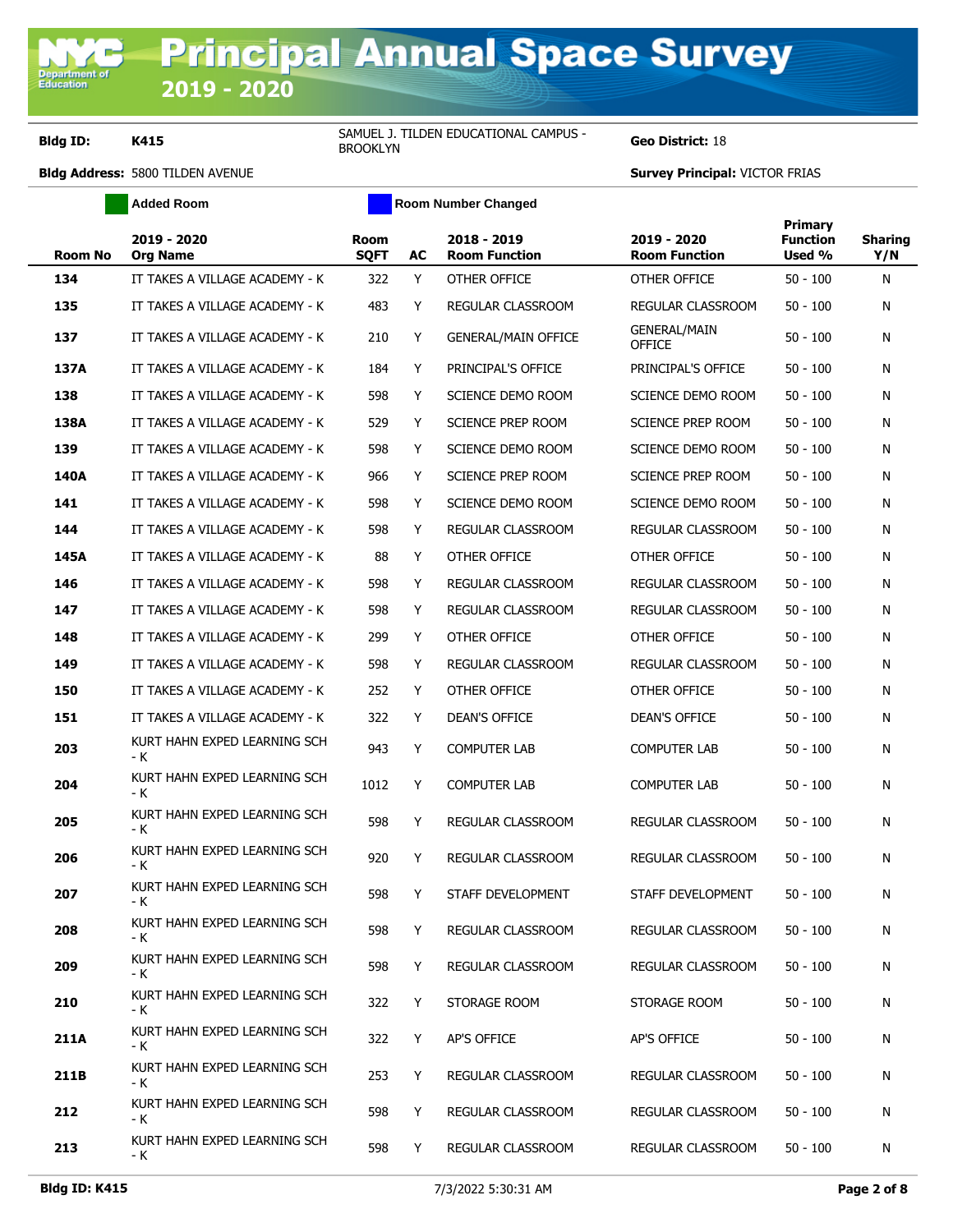# Principal Annual Space Survey 2019 - 2020

**Bldg ID:** K415 | SAMUEL J. TILDEN EDUCATIONAL CAMPUS - BROOKLYN | **Geo District:** 18

**Bldg Address:** 5800 TILDEN AVENUE | **Survey Principal:** VICTOR FRIAS

Added Room | Room Number Changed

| Room No | 2019 - 2020 Org Name | Room SQFT | AC | 2018 - 2019 Room Function | 2019 - 2020 Room Function | Primary Function Used % | Sharing Y/N |
|---|---|---|---|---|---|---|---|
| 134 | IT TAKES A VILLAGE ACADEMY - K | 322 | Y | OTHER OFFICE | OTHER OFFICE | 50 - 100 | N |
| 135 | IT TAKES A VILLAGE ACADEMY - K | 483 | Y | REGULAR CLASSROOM | REGULAR CLASSROOM | 50 - 100 | N |
| 137 | IT TAKES A VILLAGE ACADEMY - K | 210 | Y | GENERAL/MAIN OFFICE | GENERAL/MAIN OFFICE | 50 - 100 | N |
| 137A | IT TAKES A VILLAGE ACADEMY - K | 184 | Y | PRINCIPAL'S OFFICE | PRINCIPAL'S OFFICE | 50 - 100 | N |
| 138 | IT TAKES A VILLAGE ACADEMY - K | 598 | Y | SCIENCE DEMO ROOM | SCIENCE DEMO ROOM | 50 - 100 | N |
| 138A | IT TAKES A VILLAGE ACADEMY - K | 529 | Y | SCIENCE PREP ROOM | SCIENCE PREP ROOM | 50 - 100 | N |
| 139 | IT TAKES A VILLAGE ACADEMY - K | 598 | Y | SCIENCE DEMO ROOM | SCIENCE DEMO ROOM | 50 - 100 | N |
| 140A | IT TAKES A VILLAGE ACADEMY - K | 966 | Y | SCIENCE PREP ROOM | SCIENCE PREP ROOM | 50 - 100 | N |
| 141 | IT TAKES A VILLAGE ACADEMY - K | 598 | Y | SCIENCE DEMO ROOM | SCIENCE DEMO ROOM | 50 - 100 | N |
| 144 | IT TAKES A VILLAGE ACADEMY - K | 598 | Y | REGULAR CLASSROOM | REGULAR CLASSROOM | 50 - 100 | N |
| 145A | IT TAKES A VILLAGE ACADEMY - K | 88 | Y | OTHER OFFICE | OTHER OFFICE | 50 - 100 | N |
| 146 | IT TAKES A VILLAGE ACADEMY - K | 598 | Y | REGULAR CLASSROOM | REGULAR CLASSROOM | 50 - 100 | N |
| 147 | IT TAKES A VILLAGE ACADEMY - K | 598 | Y | REGULAR CLASSROOM | REGULAR CLASSROOM | 50 - 100 | N |
| 148 | IT TAKES A VILLAGE ACADEMY - K | 299 | Y | OTHER OFFICE | OTHER OFFICE | 50 - 100 | N |
| 149 | IT TAKES A VILLAGE ACADEMY - K | 598 | Y | REGULAR CLASSROOM | REGULAR CLASSROOM | 50 - 100 | N |
| 150 | IT TAKES A VILLAGE ACADEMY - K | 252 | Y | OTHER OFFICE | OTHER OFFICE | 50 - 100 | N |
| 151 | IT TAKES A VILLAGE ACADEMY - K | 322 | Y | DEAN'S OFFICE | DEAN'S OFFICE | 50 - 100 | N |
| 203 | KURT HAHN EXPED LEARNING SCH - K | 943 | Y | COMPUTER LAB | COMPUTER LAB | 50 - 100 | N |
| 204 | KURT HAHN EXPED LEARNING SCH - K | 1012 | Y | COMPUTER LAB | COMPUTER LAB | 50 - 100 | N |
| 205 | KURT HAHN EXPED LEARNING SCH - K | 598 | Y | REGULAR CLASSROOM | REGULAR CLASSROOM | 50 - 100 | N |
| 206 | KURT HAHN EXPED LEARNING SCH - K | 920 | Y | REGULAR CLASSROOM | REGULAR CLASSROOM | 50 - 100 | N |
| 207 | KURT HAHN EXPED LEARNING SCH - K | 598 | Y | STAFF DEVELOPMENT | STAFF DEVELOPMENT | 50 - 100 | N |
| 208 | KURT HAHN EXPED LEARNING SCH - K | 598 | Y | REGULAR CLASSROOM | REGULAR CLASSROOM | 50 - 100 | N |
| 209 | KURT HAHN EXPED LEARNING SCH - K | 598 | Y | REGULAR CLASSROOM | REGULAR CLASSROOM | 50 - 100 | N |
| 210 | KURT HAHN EXPED LEARNING SCH - K | 322 | Y | STORAGE ROOM | STORAGE ROOM | 50 - 100 | N |
| 211A | KURT HAHN EXPED LEARNING SCH - K | 322 | Y | AP'S OFFICE | AP'S OFFICE | 50 - 100 | N |
| 211B | KURT HAHN EXPED LEARNING SCH - K | 253 | Y | REGULAR CLASSROOM | REGULAR CLASSROOM | 50 - 100 | N |
| 212 | KURT HAHN EXPED LEARNING SCH - K | 598 | Y | REGULAR CLASSROOM | REGULAR CLASSROOM | 50 - 100 | N |
| 213 | KURT HAHN EXPED LEARNING SCH - K | 598 | Y | REGULAR CLASSROOM | REGULAR CLASSROOM | 50 - 100 | N |

Bldg ID: K415 | 7/3/2022 5:30:31 AM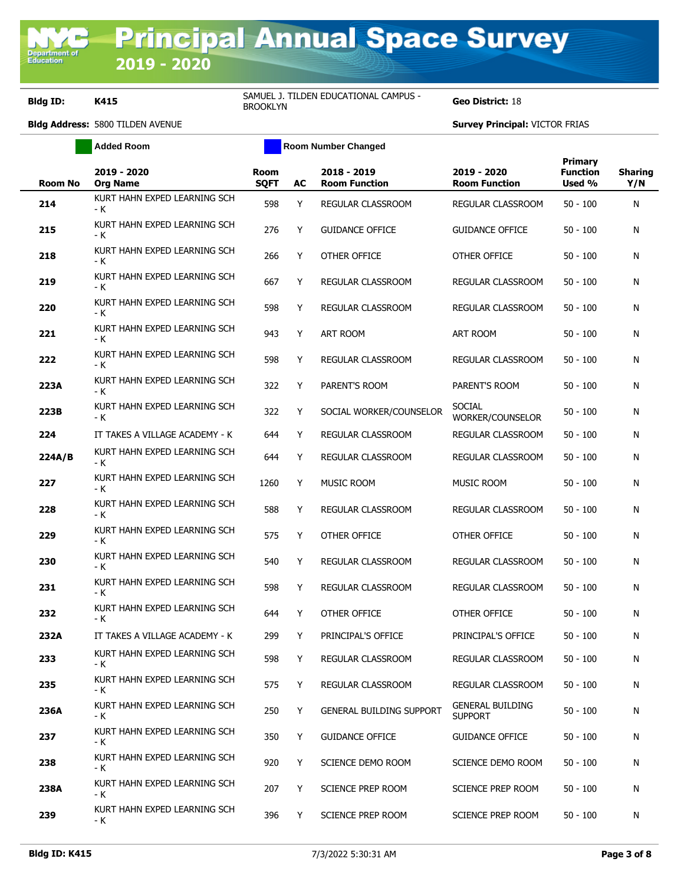# Principal Annual Space Survey 2019 - 2020

**Bldg ID:** K415 — SAMUEL J. TILDEN EDUCATIONAL CAMPUS - BROOKLYN — **Geo District:** 18

**Bldg Address:** 5800 TILDEN AVENUE — **Survey Principal:** VICTOR FRIAS

Added Room | Room Number Changed

| Room No | 2019 - 2020 Org Name | Room SQFT | AC | 2018 - 2019 Room Function | 2019 - 2020 Room Function | Primary Function Used % | Sharing Y/N |
|---|---|---|---|---|---|---|---|
| 214 | KURT HAHN EXPED LEARNING SCH - K | 598 | Y | REGULAR CLASSROOM | REGULAR CLASSROOM | 50 - 100 | N |
| 215 | KURT HAHN EXPED LEARNING SCH - K | 276 | Y | GUIDANCE OFFICE | GUIDANCE OFFICE | 50 - 100 | N |
| 218 | KURT HAHN EXPED LEARNING SCH - K | 266 | Y | OTHER OFFICE | OTHER OFFICE | 50 - 100 | N |
| 219 | KURT HAHN EXPED LEARNING SCH - K | 667 | Y | REGULAR CLASSROOM | REGULAR CLASSROOM | 50 - 100 | N |
| 220 | KURT HAHN EXPED LEARNING SCH - K | 598 | Y | REGULAR CLASSROOM | REGULAR CLASSROOM | 50 - 100 | N |
| 221 | KURT HAHN EXPED LEARNING SCH - K | 943 | Y | ART ROOM | ART ROOM | 50 - 100 | N |
| 222 | KURT HAHN EXPED LEARNING SCH - K | 598 | Y | REGULAR CLASSROOM | REGULAR CLASSROOM | 50 - 100 | N |
| 223A | KURT HAHN EXPED LEARNING SCH - K | 322 | Y | PARENT'S ROOM | PARENT'S ROOM | 50 - 100 | N |
| 223B | KURT HAHN EXPED LEARNING SCH - K | 322 | Y | SOCIAL WORKER/COUNSELOR | SOCIAL WORKER/COUNSELOR | 50 - 100 | N |
| 224 | IT TAKES A VILLAGE ACADEMY - K | 644 | Y | REGULAR CLASSROOM | REGULAR CLASSROOM | 50 - 100 | N |
| 224A/B | KURT HAHN EXPED LEARNING SCH - K | 644 | Y | REGULAR CLASSROOM | REGULAR CLASSROOM | 50 - 100 | N |
| 227 | KURT HAHN EXPED LEARNING SCH - K | 1260 | Y | MUSIC ROOM | MUSIC ROOM | 50 - 100 | N |
| 228 | KURT HAHN EXPED LEARNING SCH - K | 588 | Y | REGULAR CLASSROOM | REGULAR CLASSROOM | 50 - 100 | N |
| 229 | KURT HAHN EXPED LEARNING SCH - K | 575 | Y | OTHER OFFICE | OTHER OFFICE | 50 - 100 | N |
| 230 | KURT HAHN EXPED LEARNING SCH - K | 540 | Y | REGULAR CLASSROOM | REGULAR CLASSROOM | 50 - 100 | N |
| 231 | KURT HAHN EXPED LEARNING SCH - K | 598 | Y | REGULAR CLASSROOM | REGULAR CLASSROOM | 50 - 100 | N |
| 232 | KURT HAHN EXPED LEARNING SCH - K | 644 | Y | OTHER OFFICE | OTHER OFFICE | 50 - 100 | N |
| 232A | IT TAKES A VILLAGE ACADEMY - K | 299 | Y | PRINCIPAL'S OFFICE | PRINCIPAL'S OFFICE | 50 - 100 | N |
| 233 | KURT HAHN EXPED LEARNING SCH - K | 598 | Y | REGULAR CLASSROOM | REGULAR CLASSROOM | 50 - 100 | N |
| 235 | KURT HAHN EXPED LEARNING SCH - K | 575 | Y | REGULAR CLASSROOM | REGULAR CLASSROOM | 50 - 100 | N |
| 236A | KURT HAHN EXPED LEARNING SCH - K | 250 | Y | GENERAL BUILDING SUPPORT | GENERAL BUILDING SUPPORT | 50 - 100 | N |
| 237 | KURT HAHN EXPED LEARNING SCH - K | 350 | Y | GUIDANCE OFFICE | GUIDANCE OFFICE | 50 - 100 | N |
| 238 | KURT HAHN EXPED LEARNING SCH - K | 920 | Y | SCIENCE DEMO ROOM | SCIENCE DEMO ROOM | 50 - 100 | N |
| 238A | KURT HAHN EXPED LEARNING SCH - K | 207 | Y | SCIENCE PREP ROOM | SCIENCE PREP ROOM | 50 - 100 | N |
| 239 | KURT HAHN EXPED LEARNING SCH - K | 396 | Y | SCIENCE PREP ROOM | SCIENCE PREP ROOM | 50 - 100 | N |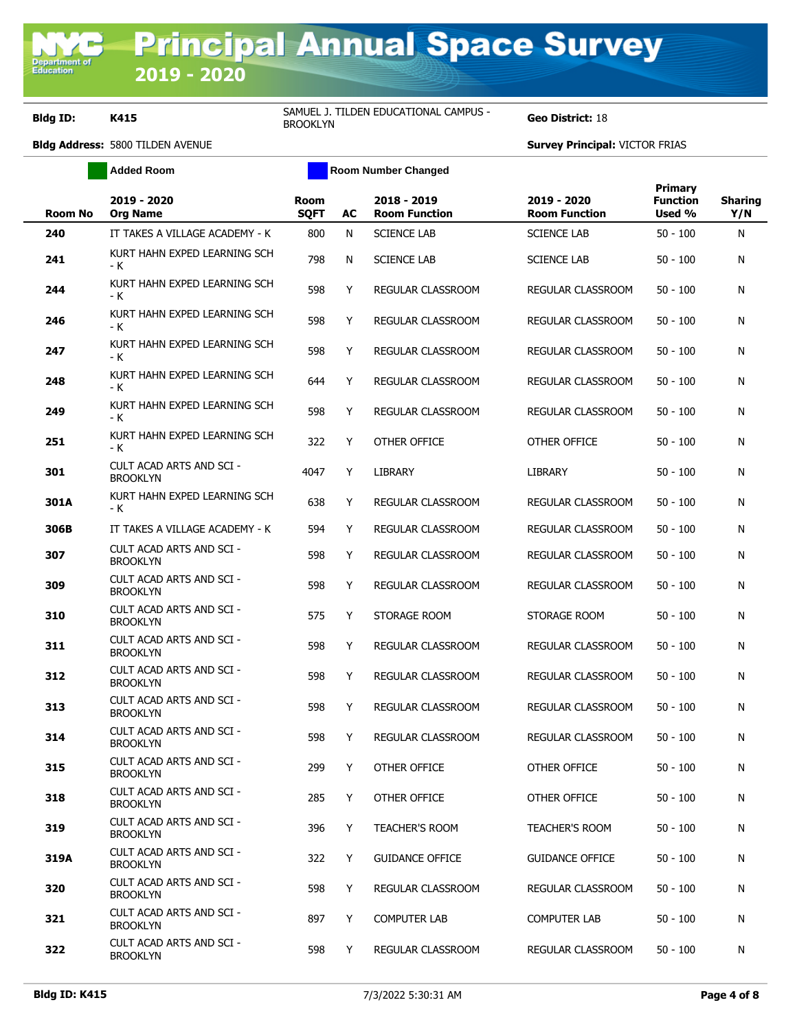# Principal Annual Space Survey 2019 - 2020

**Bldg ID:** K415 | SAMUEL J. TILDEN EDUCATIONAL CAMPUS - BROOKLYN | **Geo District:** 18

**Bldg Address:** 5800 TILDEN AVENUE | **Survey Principal:** VICTOR FRIAS

Added Room | Room Number Changed

| Room No | 2019 - 2020 Org Name | Room SQFT | AC | 2018 - 2019 Room Function | 2019 - 2020 Room Function | Primary Function Used % | Sharing Y/N |
|---|---|---|---|---|---|---|---|
| 240 | IT TAKES A VILLAGE ACADEMY - K | 800 | N | SCIENCE LAB | SCIENCE LAB | 50 - 100 | N |
| 241 | KURT HAHN EXPED LEARNING SCH - K | 798 | N | SCIENCE LAB | SCIENCE LAB | 50 - 100 | N |
| 244 | KURT HAHN EXPED LEARNING SCH - K | 598 | Y | REGULAR CLASSROOM | REGULAR CLASSROOM | 50 - 100 | N |
| 246 | KURT HAHN EXPED LEARNING SCH - K | 598 | Y | REGULAR CLASSROOM | REGULAR CLASSROOM | 50 - 100 | N |
| 247 | KURT HAHN EXPED LEARNING SCH - K | 598 | Y | REGULAR CLASSROOM | REGULAR CLASSROOM | 50 - 100 | N |
| 248 | KURT HAHN EXPED LEARNING SCH - K | 644 | Y | REGULAR CLASSROOM | REGULAR CLASSROOM | 50 - 100 | N |
| 249 | KURT HAHN EXPED LEARNING SCH - K | 598 | Y | REGULAR CLASSROOM | REGULAR CLASSROOM | 50 - 100 | N |
| 251 | KURT HAHN EXPED LEARNING SCH - K | 322 | Y | OTHER OFFICE | OTHER OFFICE | 50 - 100 | N |
| 301 | CULT ACAD ARTS AND SCI - BROOKLYN | 4047 | Y | LIBRARY | LIBRARY | 50 - 100 | N |
| 301A | KURT HAHN EXPED LEARNING SCH - K | 638 | Y | REGULAR CLASSROOM | REGULAR CLASSROOM | 50 - 100 | N |
| 306B | IT TAKES A VILLAGE ACADEMY - K | 594 | Y | REGULAR CLASSROOM | REGULAR CLASSROOM | 50 - 100 | N |
| 307 | CULT ACAD ARTS AND SCI - BROOKLYN | 598 | Y | REGULAR CLASSROOM | REGULAR CLASSROOM | 50 - 100 | N |
| 309 | CULT ACAD ARTS AND SCI - BROOKLYN | 598 | Y | REGULAR CLASSROOM | REGULAR CLASSROOM | 50 - 100 | N |
| 310 | CULT ACAD ARTS AND SCI - BROOKLYN | 575 | Y | STORAGE ROOM | STORAGE ROOM | 50 - 100 | N |
| 311 | CULT ACAD ARTS AND SCI - BROOKLYN | 598 | Y | REGULAR CLASSROOM | REGULAR CLASSROOM | 50 - 100 | N |
| 312 | CULT ACAD ARTS AND SCI - BROOKLYN | 598 | Y | REGULAR CLASSROOM | REGULAR CLASSROOM | 50 - 100 | N |
| 313 | CULT ACAD ARTS AND SCI - BROOKLYN | 598 | Y | REGULAR CLASSROOM | REGULAR CLASSROOM | 50 - 100 | N |
| 314 | CULT ACAD ARTS AND SCI - BROOKLYN | 598 | Y | REGULAR CLASSROOM | REGULAR CLASSROOM | 50 - 100 | N |
| 315 | CULT ACAD ARTS AND SCI - BROOKLYN | 299 | Y | OTHER OFFICE | OTHER OFFICE | 50 - 100 | N |
| 318 | CULT ACAD ARTS AND SCI - BROOKLYN | 285 | Y | OTHER OFFICE | OTHER OFFICE | 50 - 100 | N |
| 319 | CULT ACAD ARTS AND SCI - BROOKLYN | 396 | Y | TEACHER'S ROOM | TEACHER'S ROOM | 50 - 100 | N |
| 319A | CULT ACAD ARTS AND SCI - BROOKLYN | 322 | Y | GUIDANCE OFFICE | GUIDANCE OFFICE | 50 - 100 | N |
| 320 | CULT ACAD ARTS AND SCI - BROOKLYN | 598 | Y | REGULAR CLASSROOM | REGULAR CLASSROOM | 50 - 100 | N |
| 321 | CULT ACAD ARTS AND SCI - BROOKLYN | 897 | Y | COMPUTER LAB | COMPUTER LAB | 50 - 100 | N |
| 322 | CULT ACAD ARTS AND SCI - BROOKLYN | 598 | Y | REGULAR CLASSROOM | REGULAR CLASSROOM | 50 - 100 | N |

Bldg ID: K415 | 7/3/2022 5:30:31 AM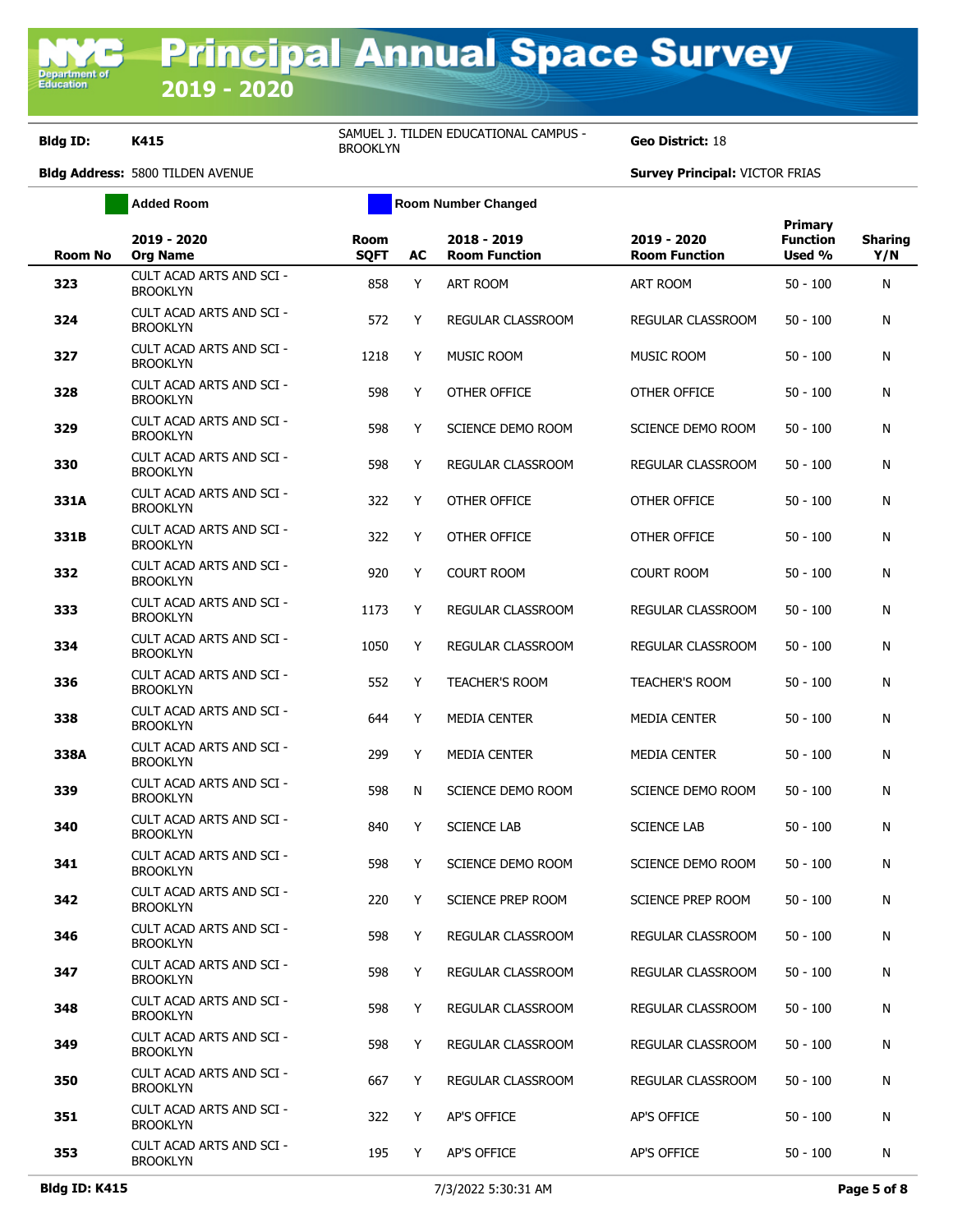# Principal Annual Space Survey 2019 - 2020

**Bldg ID:** K415 &nbsp;&nbsp; SAMUEL J. TILDEN EDUCATIONAL CAMPUS - BROOKLYN &nbsp;&nbsp; **Geo District:** 18

**Bldg Address:** 5800 TILDEN AVENUE &nbsp;&nbsp; **Survey Principal:** VICTOR FRIAS

Added Room &nbsp;&nbsp; Room Number Changed

| Room No | 2019 - 2020 Org Name | Room SQFT | AC | 2018 - 2019 Room Function | 2019 - 2020 Room Function | Primary Function Used % | Sharing Y/N |
|---|---|---|---|---|---|---|---|
| 323 | CULT ACAD ARTS AND SCI - BROOKLYN | 858 | Y | ART ROOM | ART ROOM | 50 - 100 | N |
| 324 | CULT ACAD ARTS AND SCI - BROOKLYN | 572 | Y | REGULAR CLASSROOM | REGULAR CLASSROOM | 50 - 100 | N |
| 327 | CULT ACAD ARTS AND SCI - BROOKLYN | 1218 | Y | MUSIC ROOM | MUSIC ROOM | 50 - 100 | N |
| 328 | CULT ACAD ARTS AND SCI - BROOKLYN | 598 | Y | OTHER OFFICE | OTHER OFFICE | 50 - 100 | N |
| 329 | CULT ACAD ARTS AND SCI - BROOKLYN | 598 | Y | SCIENCE DEMO ROOM | SCIENCE DEMO ROOM | 50 - 100 | N |
| 330 | CULT ACAD ARTS AND SCI - BROOKLYN | 598 | Y | REGULAR CLASSROOM | REGULAR CLASSROOM | 50 - 100 | N |
| 331A | CULT ACAD ARTS AND SCI - BROOKLYN | 322 | Y | OTHER OFFICE | OTHER OFFICE | 50 - 100 | N |
| 331B | CULT ACAD ARTS AND SCI - BROOKLYN | 322 | Y | OTHER OFFICE | OTHER OFFICE | 50 - 100 | N |
| 332 | CULT ACAD ARTS AND SCI - BROOKLYN | 920 | Y | COURT ROOM | COURT ROOM | 50 - 100 | N |
| 333 | CULT ACAD ARTS AND SCI - BROOKLYN | 1173 | Y | REGULAR CLASSROOM | REGULAR CLASSROOM | 50 - 100 | N |
| 334 | CULT ACAD ARTS AND SCI - BROOKLYN | 1050 | Y | REGULAR CLASSROOM | REGULAR CLASSROOM | 50 - 100 | N |
| 336 | CULT ACAD ARTS AND SCI - BROOKLYN | 552 | Y | TEACHER'S ROOM | TEACHER'S ROOM | 50 - 100 | N |
| 338 | CULT ACAD ARTS AND SCI - BROOKLYN | 644 | Y | MEDIA CENTER | MEDIA CENTER | 50 - 100 | N |
| 338A | CULT ACAD ARTS AND SCI - BROOKLYN | 299 | Y | MEDIA CENTER | MEDIA CENTER | 50 - 100 | N |
| 339 | CULT ACAD ARTS AND SCI - BROOKLYN | 598 | N | SCIENCE DEMO ROOM | SCIENCE DEMO ROOM | 50 - 100 | N |
| 340 | CULT ACAD ARTS AND SCI - BROOKLYN | 840 | Y | SCIENCE LAB | SCIENCE LAB | 50 - 100 | N |
| 341 | CULT ACAD ARTS AND SCI - BROOKLYN | 598 | Y | SCIENCE DEMO ROOM | SCIENCE DEMO ROOM | 50 - 100 | N |
| 342 | CULT ACAD ARTS AND SCI - BROOKLYN | 220 | Y | SCIENCE PREP ROOM | SCIENCE PREP ROOM | 50 - 100 | N |
| 346 | CULT ACAD ARTS AND SCI - BROOKLYN | 598 | Y | REGULAR CLASSROOM | REGULAR CLASSROOM | 50 - 100 | N |
| 347 | CULT ACAD ARTS AND SCI - BROOKLYN | 598 | Y | REGULAR CLASSROOM | REGULAR CLASSROOM | 50 - 100 | N |
| 348 | CULT ACAD ARTS AND SCI - BROOKLYN | 598 | Y | REGULAR CLASSROOM | REGULAR CLASSROOM | 50 - 100 | N |
| 349 | CULT ACAD ARTS AND SCI - BROOKLYN | 598 | Y | REGULAR CLASSROOM | REGULAR CLASSROOM | 50 - 100 | N |
| 350 | CULT ACAD ARTS AND SCI - BROOKLYN | 667 | Y | REGULAR CLASSROOM | REGULAR CLASSROOM | 50 - 100 | N |
| 351 | CULT ACAD ARTS AND SCI - BROOKLYN | 322 | Y | AP'S OFFICE | AP'S OFFICE | 50 - 100 | N |
| 353 | CULT ACAD ARTS AND SCI - BROOKLYN | 195 | Y | AP'S OFFICE | AP'S OFFICE | 50 - 100 | N |

7/3/2022 5:30:31 AM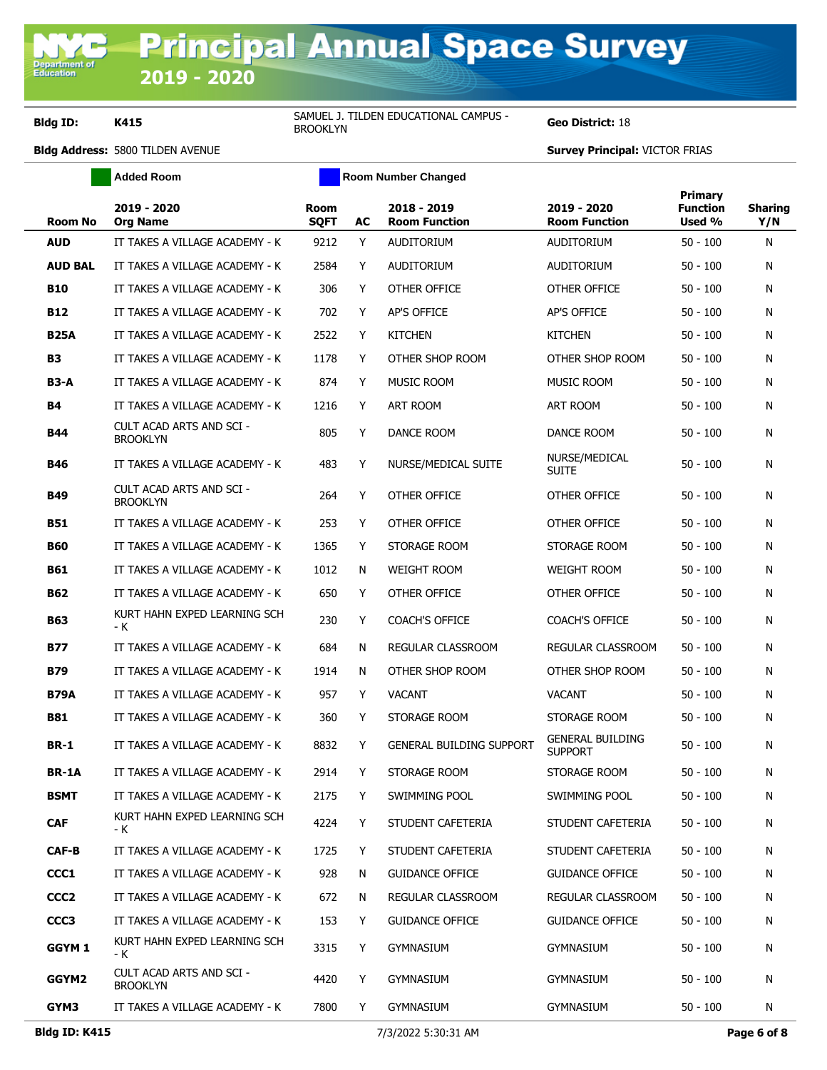# Principal Annual Space Survey 2019 - 2020

**Bldg ID:** K415 SAMUEL J. TILDEN EDUCATIONAL CAMPUS - BROOKLYN **Geo District:** 18

**Bldg Address:** 5800 TILDEN AVENUE **Survey Principal:** VICTOR FRIAS

Added Room | Room Number Changed

| Room No | 2019 - 2020 Org Name | Room SQFT | AC | 2018 - 2019 Room Function | 2019 - 2020 Room Function | Primary Function Used % | Sharing Y/N |
|---|---|---|---|---|---|---|---|
| **AUD** | IT TAKES A VILLAGE ACADEMY - K | 9212 | Y | AUDITORIUM | AUDITORIUM | 50 - 100 | N |
| **AUD BAL** | IT TAKES A VILLAGE ACADEMY - K | 2584 | Y | AUDITORIUM | AUDITORIUM | 50 - 100 | N |
| **B10** | IT TAKES A VILLAGE ACADEMY - K | 306 | Y | OTHER OFFICE | OTHER OFFICE | 50 - 100 | N |
| **B12** | IT TAKES A VILLAGE ACADEMY - K | 702 | Y | AP'S OFFICE | AP'S OFFICE | 50 - 100 | N |
| **B25A** | IT TAKES A VILLAGE ACADEMY - K | 2522 | Y | KITCHEN | KITCHEN | 50 - 100 | N |
| **B3** | IT TAKES A VILLAGE ACADEMY - K | 1178 | Y | OTHER SHOP ROOM | OTHER SHOP ROOM | 50 - 100 | N |
| **B3-A** | IT TAKES A VILLAGE ACADEMY - K | 874 | Y | MUSIC ROOM | MUSIC ROOM | 50 - 100 | N |
| **B4** | IT TAKES A VILLAGE ACADEMY - K | 1216 | Y | ART ROOM | ART ROOM | 50 - 100 | N |
| **B44** | CULT ACAD ARTS AND SCI - BROOKLYN | 805 | Y | DANCE ROOM | DANCE ROOM | 50 - 100 | N |
| **B46** | IT TAKES A VILLAGE ACADEMY - K | 483 | Y | NURSE/MEDICAL SUITE | NURSE/MEDICAL SUITE | 50 - 100 | N |
| **B49** | CULT ACAD ARTS AND SCI - BROOKLYN | 264 | Y | OTHER OFFICE | OTHER OFFICE | 50 - 100 | N |
| **B51** | IT TAKES A VILLAGE ACADEMY - K | 253 | Y | OTHER OFFICE | OTHER OFFICE | 50 - 100 | N |
| **B60** | IT TAKES A VILLAGE ACADEMY - K | 1365 | Y | STORAGE ROOM | STORAGE ROOM | 50 - 100 | N |
| **B61** | IT TAKES A VILLAGE ACADEMY - K | 1012 | N | WEIGHT ROOM | WEIGHT ROOM | 50 - 100 | N |
| **B62** | IT TAKES A VILLAGE ACADEMY - K | 650 | Y | OTHER OFFICE | OTHER OFFICE | 50 - 100 | N |
| **B63** | KURT HAHN EXPED LEARNING SCH - K | 230 | Y | COACH'S OFFICE | COACH'S OFFICE | 50 - 100 | N |
| **B77** | IT TAKES A VILLAGE ACADEMY - K | 684 | N | REGULAR CLASSROOM | REGULAR CLASSROOM | 50 - 100 | N |
| **B79** | IT TAKES A VILLAGE ACADEMY - K | 1914 | N | OTHER SHOP ROOM | OTHER SHOP ROOM | 50 - 100 | N |
| **B79A** | IT TAKES A VILLAGE ACADEMY - K | 957 | Y | VACANT | VACANT | 50 - 100 | N |
| **B81** | IT TAKES A VILLAGE ACADEMY - K | 360 | Y | STORAGE ROOM | STORAGE ROOM | 50 - 100 | N |
| **BR-1** | IT TAKES A VILLAGE ACADEMY - K | 8832 | Y | GENERAL BUILDING SUPPORT | GENERAL BUILDING SUPPORT | 50 - 100 | N |
| **BR-1A** | IT TAKES A VILLAGE ACADEMY - K | 2914 | Y | STORAGE ROOM | STORAGE ROOM | 50 - 100 | N |
| **BSMT** | IT TAKES A VILLAGE ACADEMY - K | 2175 | Y | SWIMMING POOL | SWIMMING POOL | 50 - 100 | N |
| **CAF** | KURT HAHN EXPED LEARNING SCH - K | 4224 | Y | STUDENT CAFETERIA | STUDENT CAFETERIA | 50 - 100 | N |
| **CAF-B** | IT TAKES A VILLAGE ACADEMY - K | 1725 | Y | STUDENT CAFETERIA | STUDENT CAFETERIA | 50 - 100 | N |
| **CCC1** | IT TAKES A VILLAGE ACADEMY - K | 928 | N | GUIDANCE OFFICE | GUIDANCE OFFICE | 50 - 100 | N |
| **CCC2** | IT TAKES A VILLAGE ACADEMY - K | 672 | N | REGULAR CLASSROOM | REGULAR CLASSROOM | 50 - 100 | N |
| **CCC3** | IT TAKES A VILLAGE ACADEMY - K | 153 | Y | GUIDANCE OFFICE | GUIDANCE OFFICE | 50 - 100 | N |
| **GGYM 1** | KURT HAHN EXPED LEARNING SCH - K | 3315 | Y | GYMNASIUM | GYMNASIUM | 50 - 100 | N |
| **GGYM2** | CULT ACAD ARTS AND SCI - BROOKLYN | 4420 | Y | GYMNASIUM | GYMNASIUM | 50 - 100 | N |
| **GYM3** | IT TAKES A VILLAGE ACADEMY - K | 7800 | Y | GYMNASIUM | GYMNASIUM | 50 - 100 | N |

Bldg ID: K415 7/3/2022 5:30:31 AM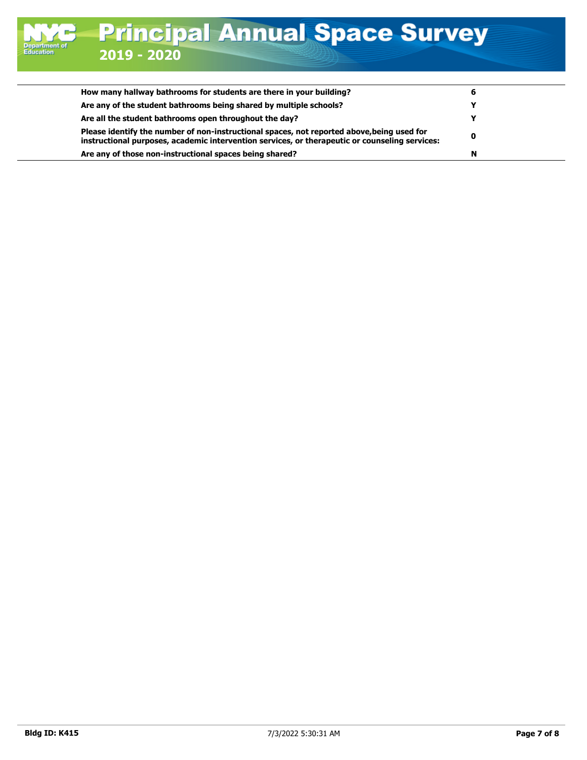| | |
|---|---|
| **How many hallway bathrooms for students are there in your building?** | **6** |
| **Are any of the student bathrooms being shared by multiple schools?** | **Y** |
| **Are all the student bathrooms open throughout the day?** | **Y** |
| **Please identify the number of non-instructional spaces, not reported above,being used for instructional purposes, academic intervention services, or therapeutic or counseling services:** | **0** |
| **Are any of those non-instructional spaces being shared?** | **N** |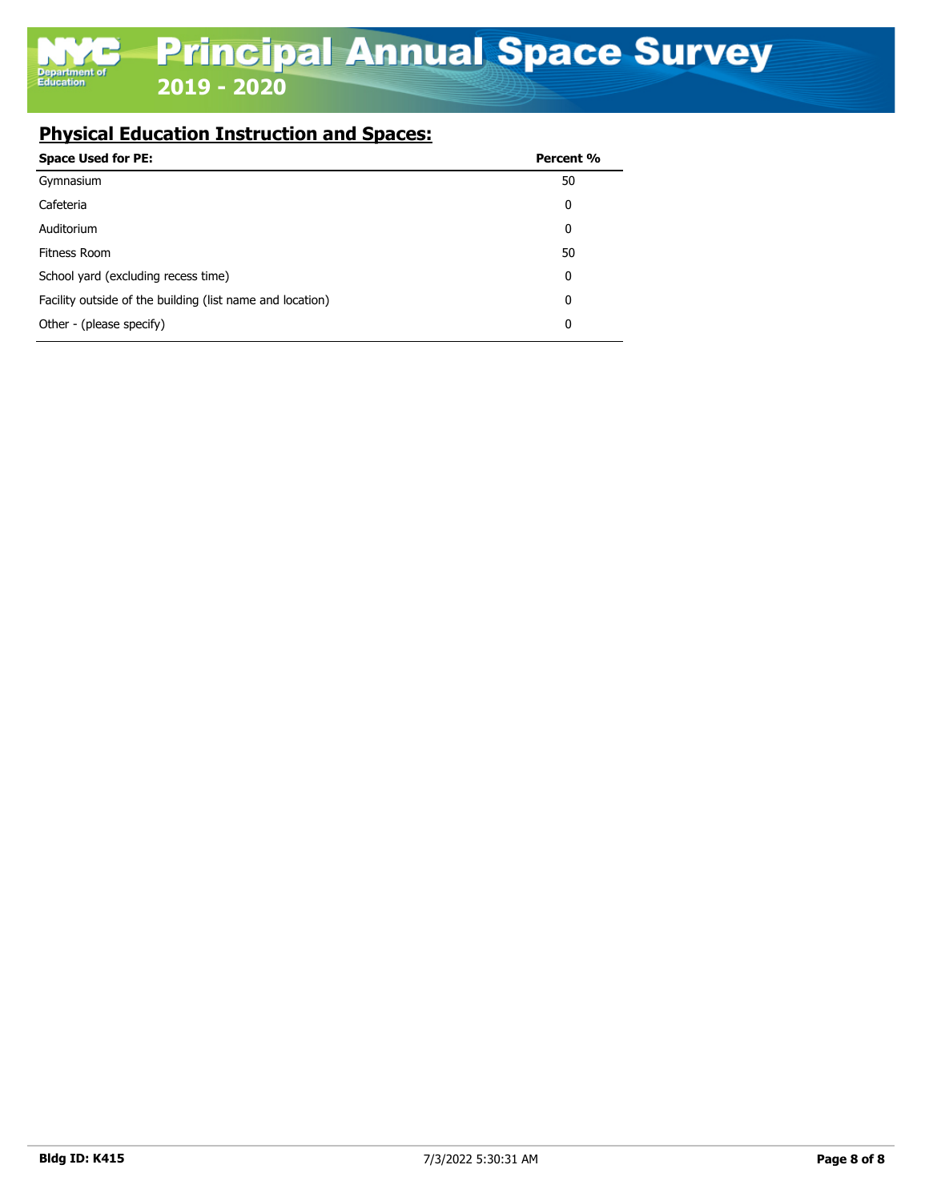## Physical Education Instruction and Spaces:

| Space Used for PE: | Percent % |
|---|---|
| Gymnasium | 50 |
| Cafeteria | 0 |
| Auditorium | 0 |
| Fitness Room | 50 |
| School yard (excluding recess time) | 0 |
| Facility outside of the building (list name and location) | 0 |
| Other - (please specify) | 0 |